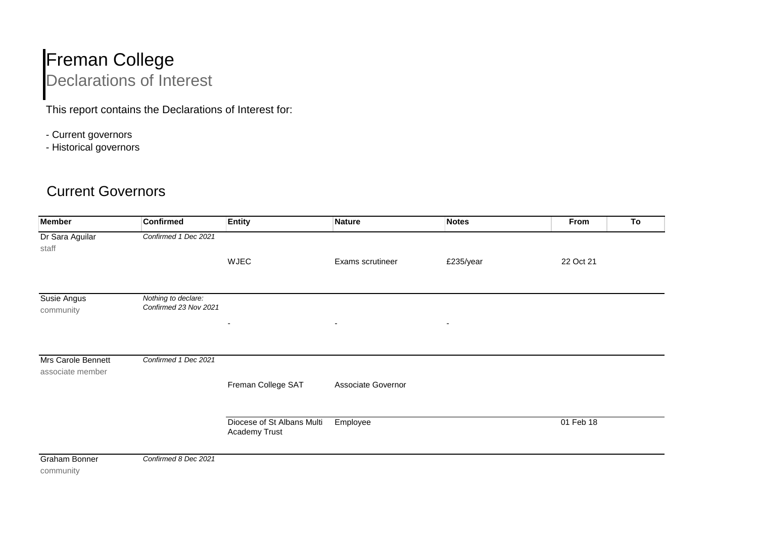# Freman College

## Declarations of Interest

This report contains the Declarations of Interest for:

- Current governors
- Historical governors

## Current Governors

| Member | Confirmed | Entity | Nature | Notes | From | To |
|---|---|---|---|---|---|---|
| Dr Sara Aguilar<br>staff | *Confirmed 1 Dec 2021* | | | | | |
| | | WJEC | Exams scrutineer | £235/year | 22 Oct 21 | |
| Susie Angus<br>community | *Nothing to declare: Confirmed 23 Nov 2021* | | | | | |
| | | - | - | - | | |
| Mrs Carole Bennett<br>associate member | *Confirmed 1 Dec 2021* | | | | | |
| | | Freman College SAT | Associate Governor | | | |
| | | Diocese of St Albans Multi Academy Trust | Employee | | 01 Feb 18 | |
| Graham Bonner<br>community | *Confirmed 8 Dec 2021* | | | | | |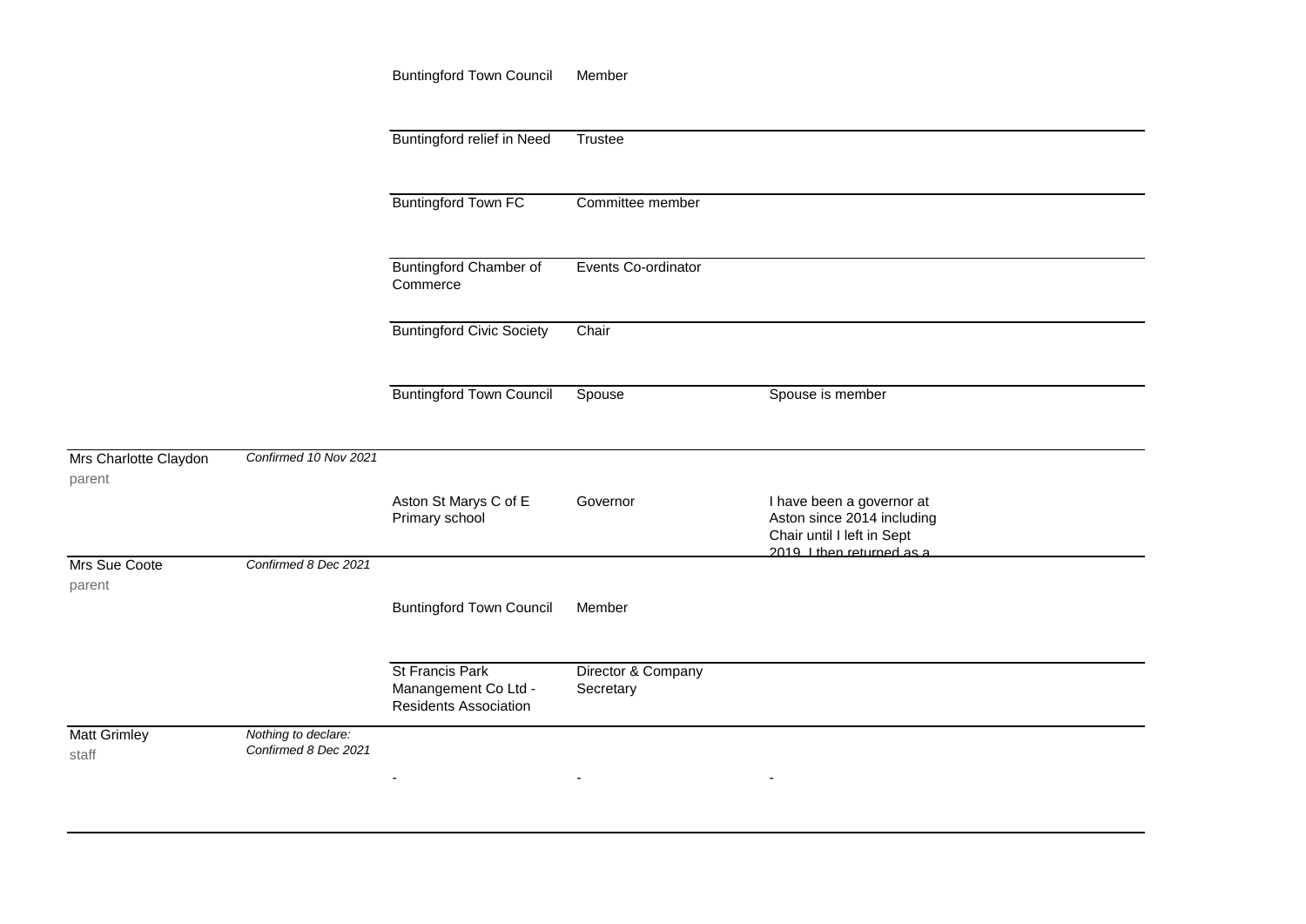| | | | | |
|---|---|---|---|---|
| | | Buntingford Town Council | Member | |
| | | Buntingford relief in Need | Trustee | |
| | | Buntingford Town FC | Committee member | |
| | | Buntingford Chamber of Commerce | Events Co-ordinator | |
| | | Buntingford Civic Society | Chair | |
| | | Buntingford Town Council | Spouse | Spouse is member |
| Mrs Charlotte Claydon<br>parent | *Confirmed 10 Nov 2021* | | | |
| | | Aston St Marys C of E Primary school | Governor | I have been a governor at Aston since 2014 including Chair until I left in Sept 2019. I then returned as a |
| Mrs Sue Coote<br>parent | *Confirmed 8 Dec 2021* | | | |
| | | Buntingford Town Council | Member | |
| | | St Francis Park Manangement Co Ltd - Residents Association | Director & Company Secretary | |
| Matt Grimley<br>staff | *Nothing to declare: Confirmed 8 Dec 2021* | | | |
| | | - | - | - |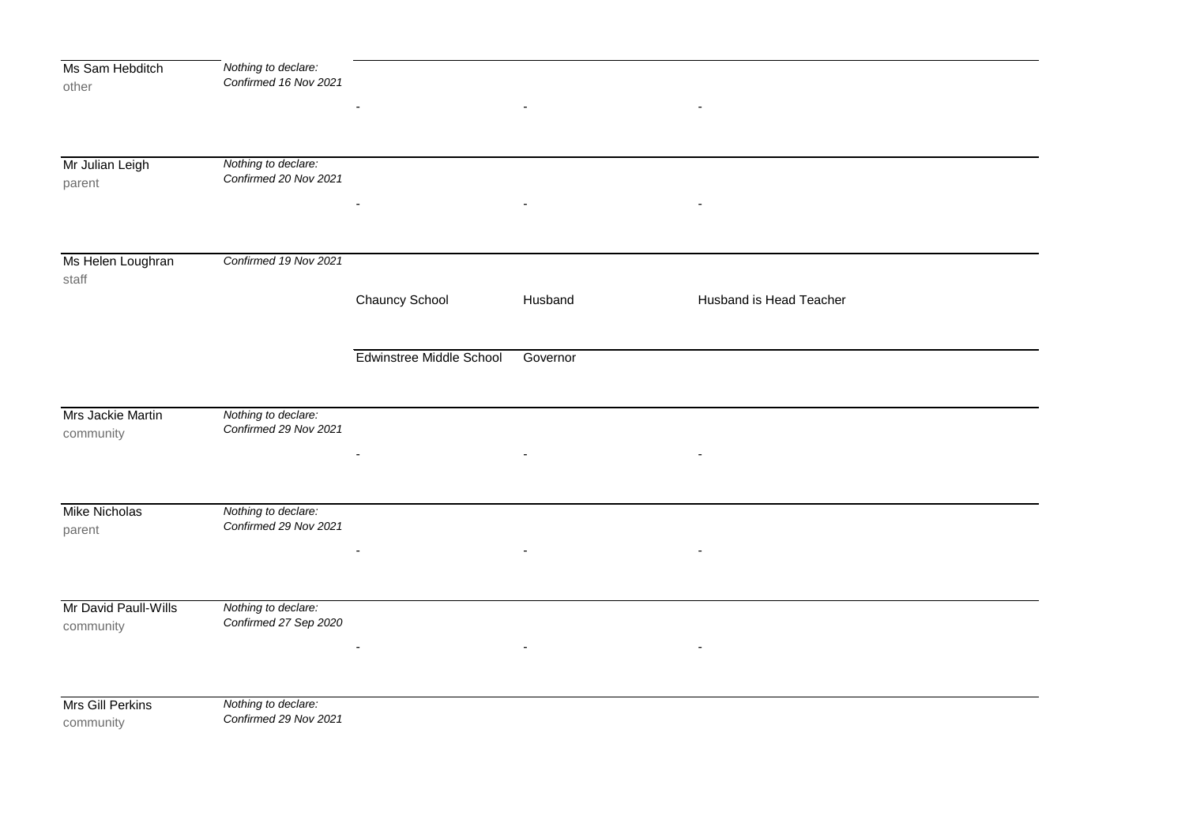| Name | Declaration | Business | Nature of interest | Details |
|---|---|---|---|---|
| Ms Sam Hebditch<br>other | *Nothing to declare:*<br>*Confirmed 16 Nov 2021* | - | - | - |
| Mr Julian Leigh<br>parent | *Nothing to declare:*<br>*Confirmed 20 Nov 2021* | - | - | - |
| Ms Helen Loughran<br>staff | *Confirmed 19 Nov 2021* | Chauncy School | Husband | Husband is Head Teacher |
| | | Edwinstree Middle School | Governor | |
| Mrs Jackie Martin<br>community | *Nothing to declare:*<br>*Confirmed 29 Nov 2021* | - | - | - |
| Mike Nicholas<br>parent | *Nothing to declare:*<br>*Confirmed 29 Nov 2021* | - | - | - |
| Mr David Paull-Wills<br>community | *Nothing to declare:*<br>*Confirmed 27 Sep 2020* | - | - | - |
| Mrs Gill Perkins<br>community | *Nothing to declare:*<br>*Confirmed 29 Nov 2021* | | | |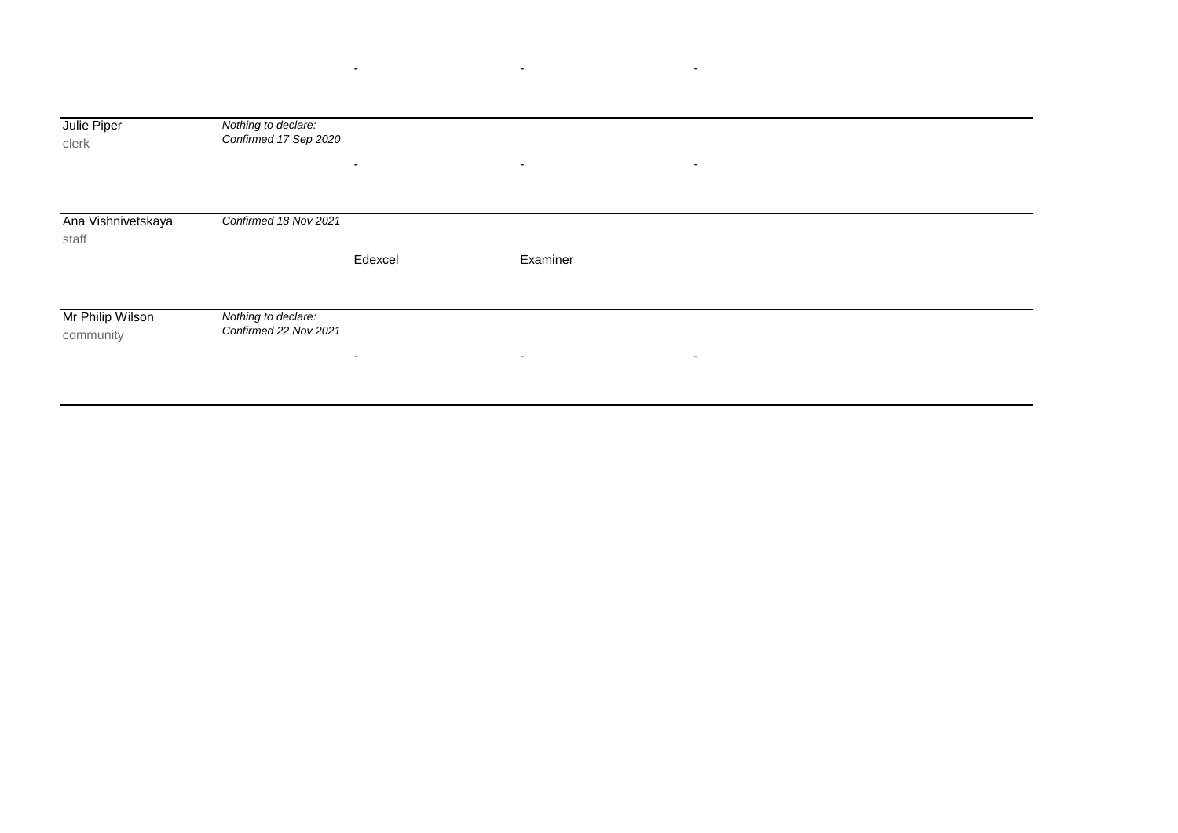| | | | | |
|---|---|---|---|---|
| | | - | - | - |
| Julie Piper<br>clerk | *Nothing to declare: Confirmed 17 Sep 2020* | - | - | - |
| Ana Vishnivetskaya<br>staff | *Confirmed 18 Nov 2021* | Edexcel | Examiner | |
| Mr Philip Wilson<br>community | *Nothing to declare: Confirmed 22 Nov 2021* | - | - | - |